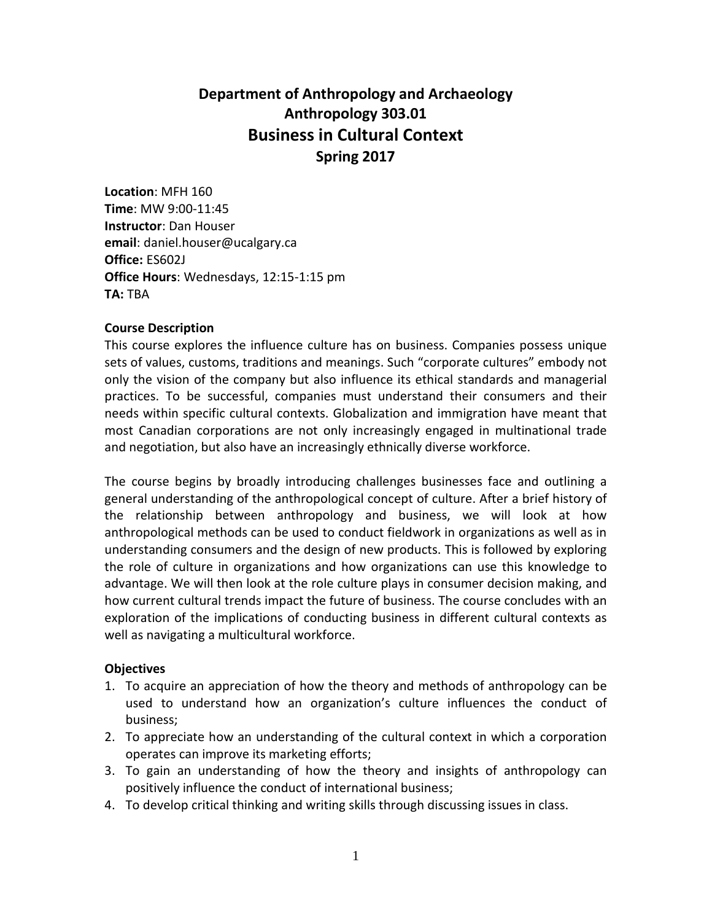# Department of Anthropology and Archaeology
## Anthropology 303.01
## Business in Cultural Context
### Spring 2017

**Location**: MFH 160
**Time**: MW 9:00-11:45
**Instructor**: Dan Houser
**email**: daniel.houser@ucalgary.ca
**Office:** ES602J
**Office Hours**: Wednesdays, 12:15-1:15 pm
**TA:** TBA

**Course Description**

This course explores the influence culture has on business. Companies possess unique sets of values, customs, traditions and meanings. Such "corporate cultures" embody not only the vision of the company but also influence its ethical standards and managerial practices. To be successful, companies must understand their consumers and their needs within specific cultural contexts. Globalization and immigration have meant that most Canadian corporations are not only increasingly engaged in multinational trade and negotiation, but also have an increasingly ethnically diverse workforce.

The course begins by broadly introducing challenges businesses face and outlining a general understanding of the anthropological concept of culture. After a brief history of the relationship between anthropology and business, we will look at how anthropological methods can be used to conduct fieldwork in organizations as well as in understanding consumers and the design of new products. This is followed by exploring the role of culture in organizations and how organizations can use this knowledge to advantage. We will then look at the role culture plays in consumer decision making, and how current cultural trends impact the future of business. The course concludes with an exploration of the implications of conducting business in different cultural contexts as well as navigating a multicultural workforce.

**Objectives**

1. To acquire an appreciation of how the theory and methods of anthropology can be used to understand how an organization's culture influences the conduct of business;
2. To appreciate how an understanding of the cultural context in which a corporation operates can improve its marketing efforts;
3. To gain an understanding of how the theory and insights of anthropology can positively influence the conduct of international business;
4. To develop critical thinking and writing skills through discussing issues in class.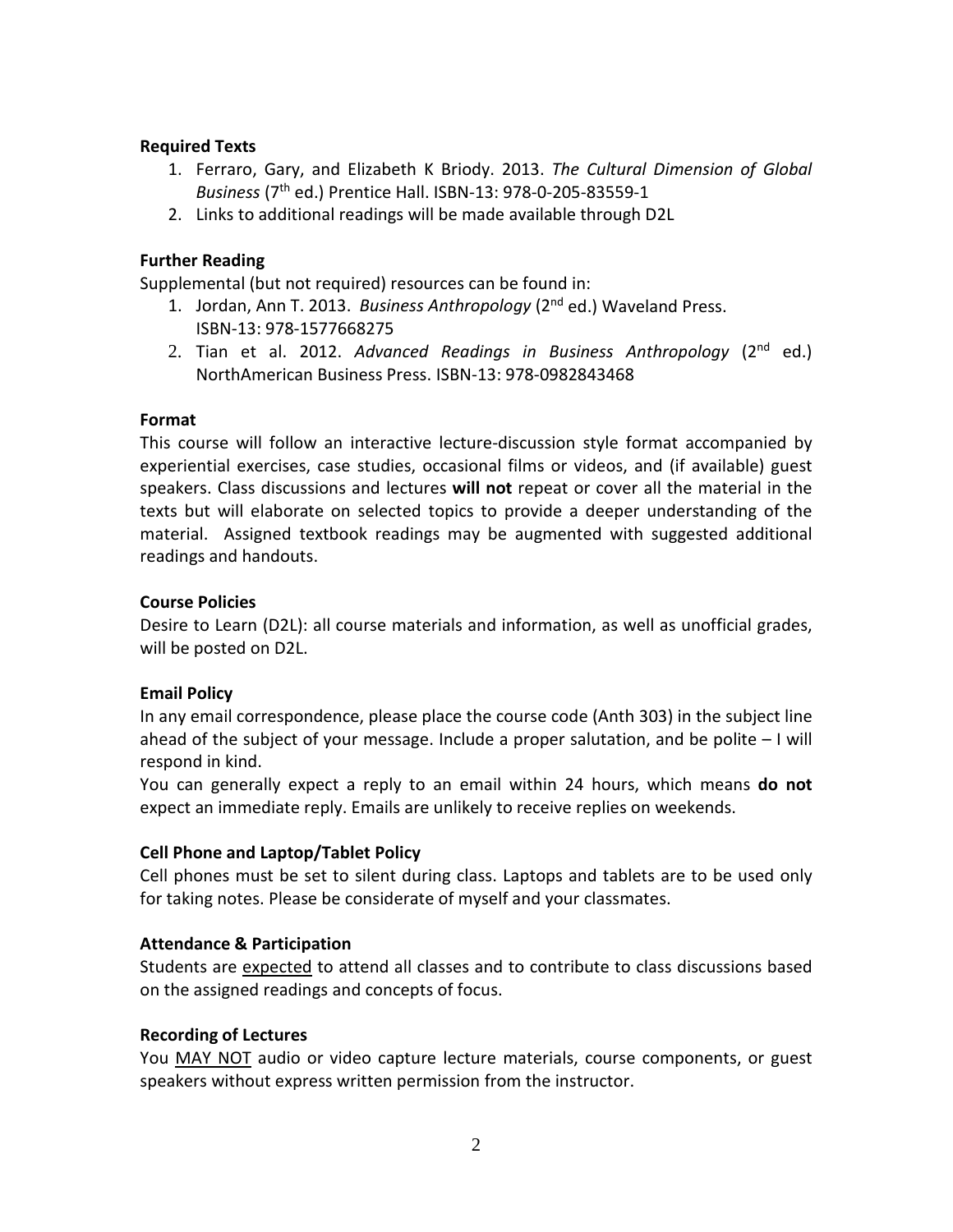### Required Texts

1. Ferraro, Gary, and Elizabeth K Briody. 2013. *The Cultural Dimension of Global Business* (7th ed.) Prentice Hall. ISBN-13: 978-0-205-83559-1
2. Links to additional readings will be made available through D2L

### Further Reading

Supplemental (but not required) resources can be found in:

1. Jordan, Ann T. 2013. *Business Anthropology* (2nd ed.) Waveland Press. ISBN-13: 978-1577668275
2. Tian et al. 2012. *Advanced Readings in Business Anthropology* (2nd ed.) NorthAmerican Business Press. ISBN-13: 978-0982843468

### Format

This course will follow an interactive lecture-discussion style format accompanied by experiential exercises, case studies, occasional films or videos, and (if available) guest speakers. Class discussions and lectures **will not** repeat or cover all the material in the texts but will elaborate on selected topics to provide a deeper understanding of the material. Assigned textbook readings may be augmented with suggested additional readings and handouts.

### Course Policies

Desire to Learn (D2L): all course materials and information, as well as unofficial grades, will be posted on D2L.

### Email Policy

In any email correspondence, please place the course code (Anth 303) in the subject line ahead of the subject of your message. Include a proper salutation, and be polite – I will respond in kind.

You can generally expect a reply to an email within 24 hours, which means **do not** expect an immediate reply. Emails are unlikely to receive replies on weekends.

### Cell Phone and Laptop/Tablet Policy

Cell phones must be set to silent during class. Laptops and tablets are to be used only for taking notes. Please be considerate of myself and your classmates.

### Attendance & Participation

Students are expected to attend all classes and to contribute to class discussions based on the assigned readings and concepts of focus.

### Recording of Lectures

You MAY NOT audio or video capture lecture materials, course components, or guest speakers without express written permission from the instructor.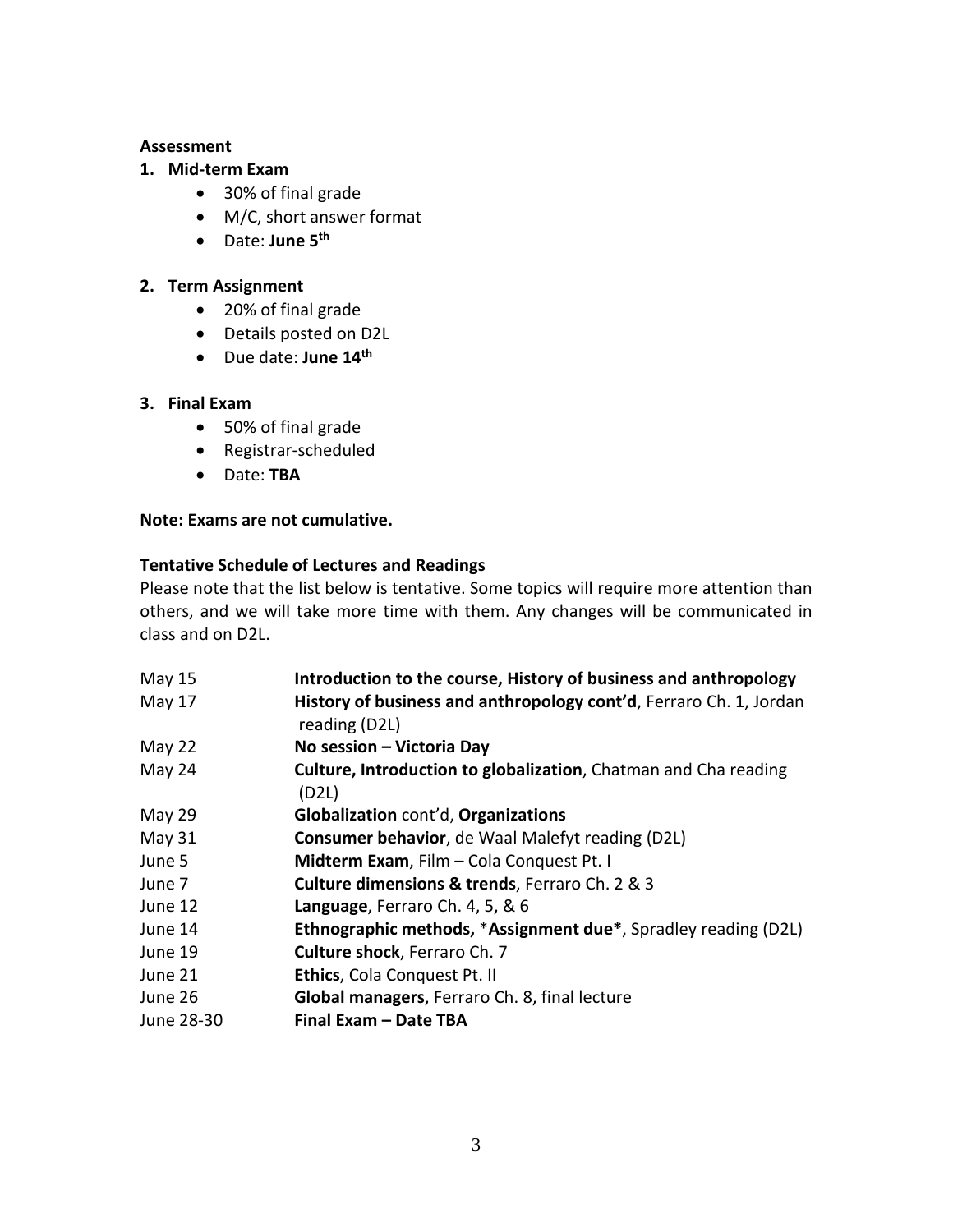**Assessment**

1. **Mid-term Exam**
    - 30% of final grade
    - M/C, short answer format
    - Date: **June 5th**

2. **Term Assignment**
    - 20% of final grade
    - Details posted on D2L
    - Due date: **June 14th**

3. **Final Exam**
    - 50% of final grade
    - Registrar-scheduled
    - Date: **TBA**

**Note: Exams are not cumulative.**

**Tentative Schedule of Lectures and Readings**

Please note that the list below is tentative. Some topics will require more attention than others, and we will take more time with them. Any changes will be communicated in class and on D2L.

| | |
|---|---|
| May 15 | **Introduction to the course, History of business and anthropology** |
| May 17 | **History of business and anthropology cont'd**, Ferraro Ch. 1, Jordan reading (D2L) |
| May 22 | **No session – Victoria Day** |
| May 24 | **Culture, Introduction to globalization**, Chatman and Cha reading (D2L) |
| May 29 | **Globalization** cont'd, **Organizations** |
| May 31 | **Consumer behavior**, de Waal Malefyt reading (D2L) |
| June 5 | **Midterm Exam**, Film – Cola Conquest Pt. I |
| June 7 | **Culture dimensions & trends**, Ferraro Ch. 2 & 3 |
| June 12 | **Language**, Ferraro Ch. 4, 5, & 6 |
| June 14 | **Ethnographic methods,** ***Assignment due***, Spradley reading (D2L) |
| June 19 | **Culture shock**, Ferraro Ch. 7 |
| June 21 | **Ethics**, Cola Conquest Pt. II |
| June 26 | **Global managers**, Ferraro Ch. 8, final lecture |
| June 28-30 | **Final Exam – Date TBA** |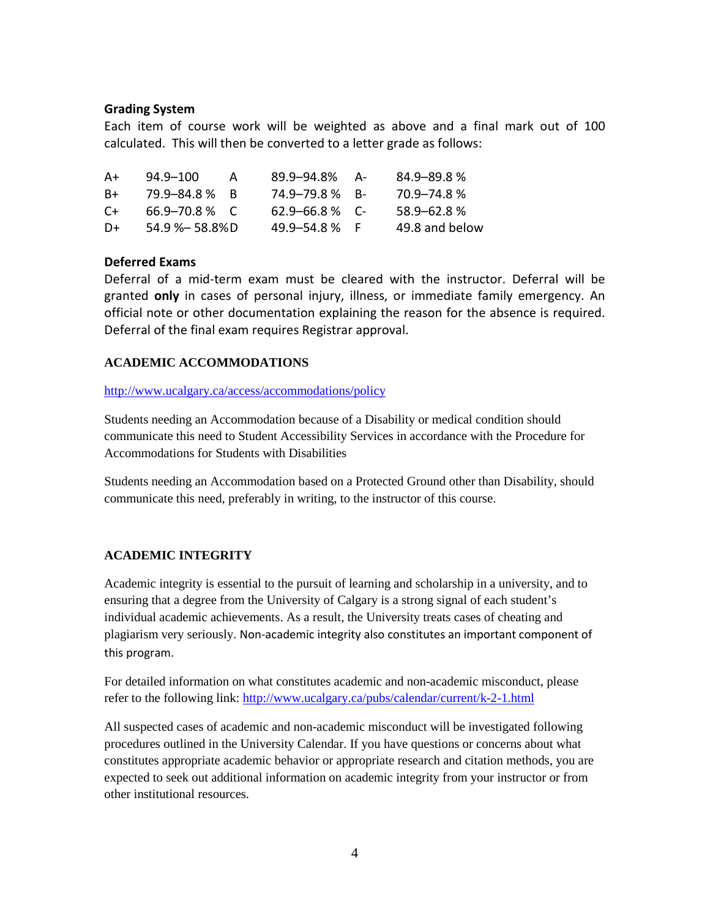**Grading System**

Each item of course work will be weighted as above and a final mark out of 100 calculated. This will then be converted to a letter grade as follows:

| | | | | | |
|---|---|---|---|---|---|
| A+ | 94.9–100 | A | 89.9–94.8% | A- | 84.9–89.8 % |
| B+ | 79.9–84.8 % | B | 74.9–79.8 % | B- | 70.9–74.8 % |
| C+ | 66.9–70.8 % | C | 62.9–66.8 % | C- | 58.9–62.8 % |
| D+ | 54.9 %– 58.8% | D | 49.9–54.8 % | F | 49.8 and below |

**Deferred Exams**

Deferral of a mid-term exam must be cleared with the instructor. Deferral will be granted **only** in cases of personal injury, illness, or immediate family emergency. An official note or other documentation explaining the reason for the absence is required. Deferral of the final exam requires Registrar approval.

**ACADEMIC ACCOMMODATIONS**

http://www.ucalgary.ca/access/accommodations/policy

Students needing an Accommodation because of a Disability or medical condition should communicate this need to Student Accessibility Services in accordance with the Procedure for Accommodations for Students with Disabilities

Students needing an Accommodation based on a Protected Ground other than Disability, should communicate this need, preferably in writing, to the instructor of this course.

**ACADEMIC INTEGRITY**

Academic integrity is essential to the pursuit of learning and scholarship in a university, and to ensuring that a degree from the University of Calgary is a strong signal of each student's individual academic achievements. As a result, the University treats cases of cheating and plagiarism very seriously. Non-academic integrity also constitutes an important component of this program.

For detailed information on what constitutes academic and non-academic misconduct, please refer to the following link: http://www.ucalgary.ca/pubs/calendar/current/k-2-1.html

All suspected cases of academic and non-academic misconduct will be investigated following procedures outlined in the University Calendar. If you have questions or concerns about what constitutes appropriate academic behavior or appropriate research and citation methods, you are expected to seek out additional information on academic integrity from your instructor or from other institutional resources.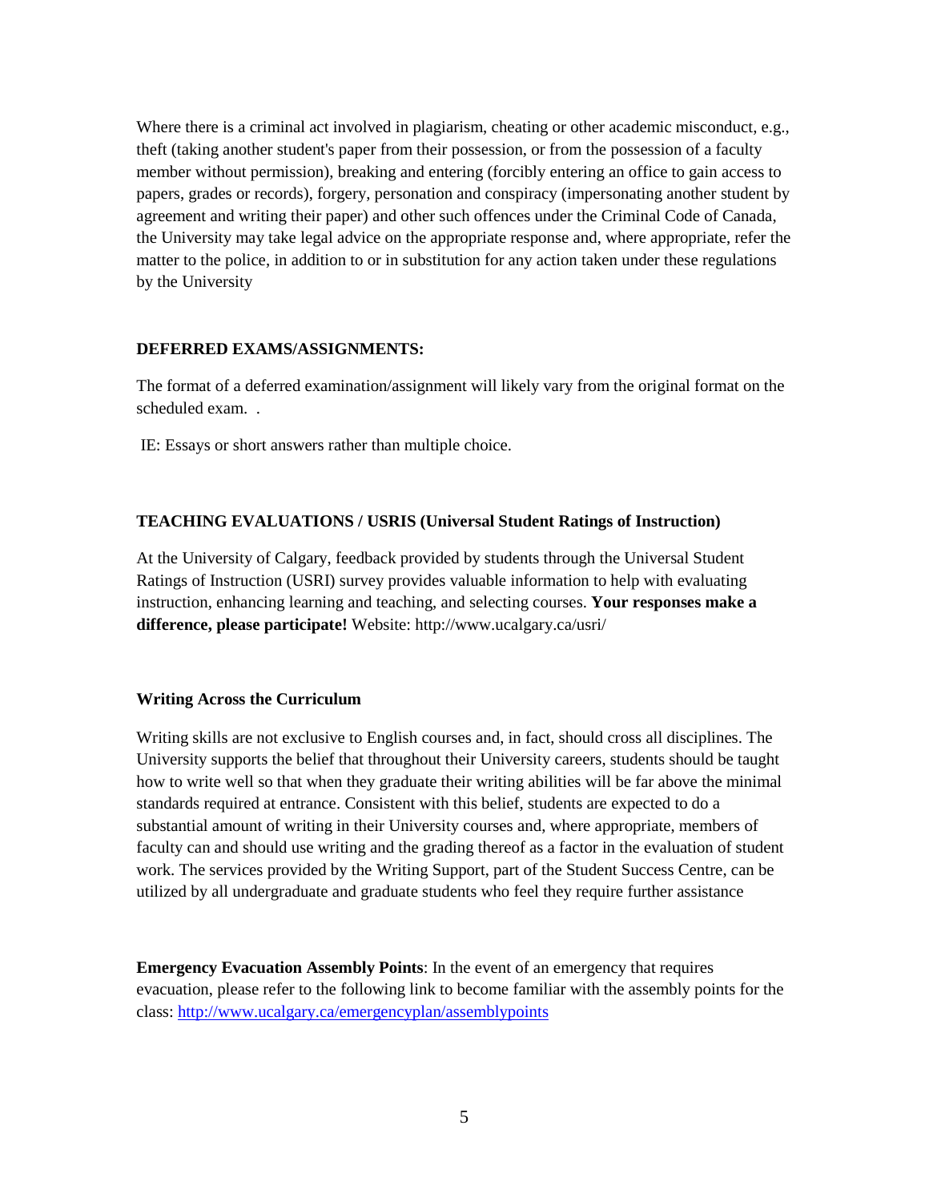Where there is a criminal act involved in plagiarism, cheating or other academic misconduct, e.g., theft (taking another student's paper from their possession, or from the possession of a faculty member without permission), breaking and entering (forcibly entering an office to gain access to papers, grades or records), forgery, personation and conspiracy (impersonating another student by agreement and writing their paper) and other such offences under the Criminal Code of Canada, the University may take legal advice on the appropriate response and, where appropriate, refer the matter to the police, in addition to or in substitution for any action taken under these regulations by the University

**DEFERRED EXAMS/ASSIGNMENTS:**

The format of a deferred examination/assignment will likely vary from the original format on the scheduled exam. .

IE: Essays or short answers rather than multiple choice.

**TEACHING EVALUATIONS / USRIS (Universal Student Ratings of Instruction)**

At the University of Calgary, feedback provided by students through the Universal Student Ratings of Instruction (USRI) survey provides valuable information to help with evaluating instruction, enhancing learning and teaching, and selecting courses. **Your responses make a difference, please participate!** Website: http://www.ucalgary.ca/usri/

**Writing Across the Curriculum**

Writing skills are not exclusive to English courses and, in fact, should cross all disciplines. The University supports the belief that throughout their University careers, students should be taught how to write well so that when they graduate their writing abilities will be far above the minimal standards required at entrance. Consistent with this belief, students are expected to do a substantial amount of writing in their University courses and, where appropriate, members of faculty can and should use writing and the grading thereof as a factor in the evaluation of student work. The services provided by the Writing Support, part of the Student Success Centre, can be utilized by all undergraduate and graduate students who feel they require further assistance

**Emergency Evacuation Assembly Points**: In the event of an emergency that requires evacuation, please refer to the following link to become familiar with the assembly points for the class: http://www.ucalgary.ca/emergencyplan/assemblypoints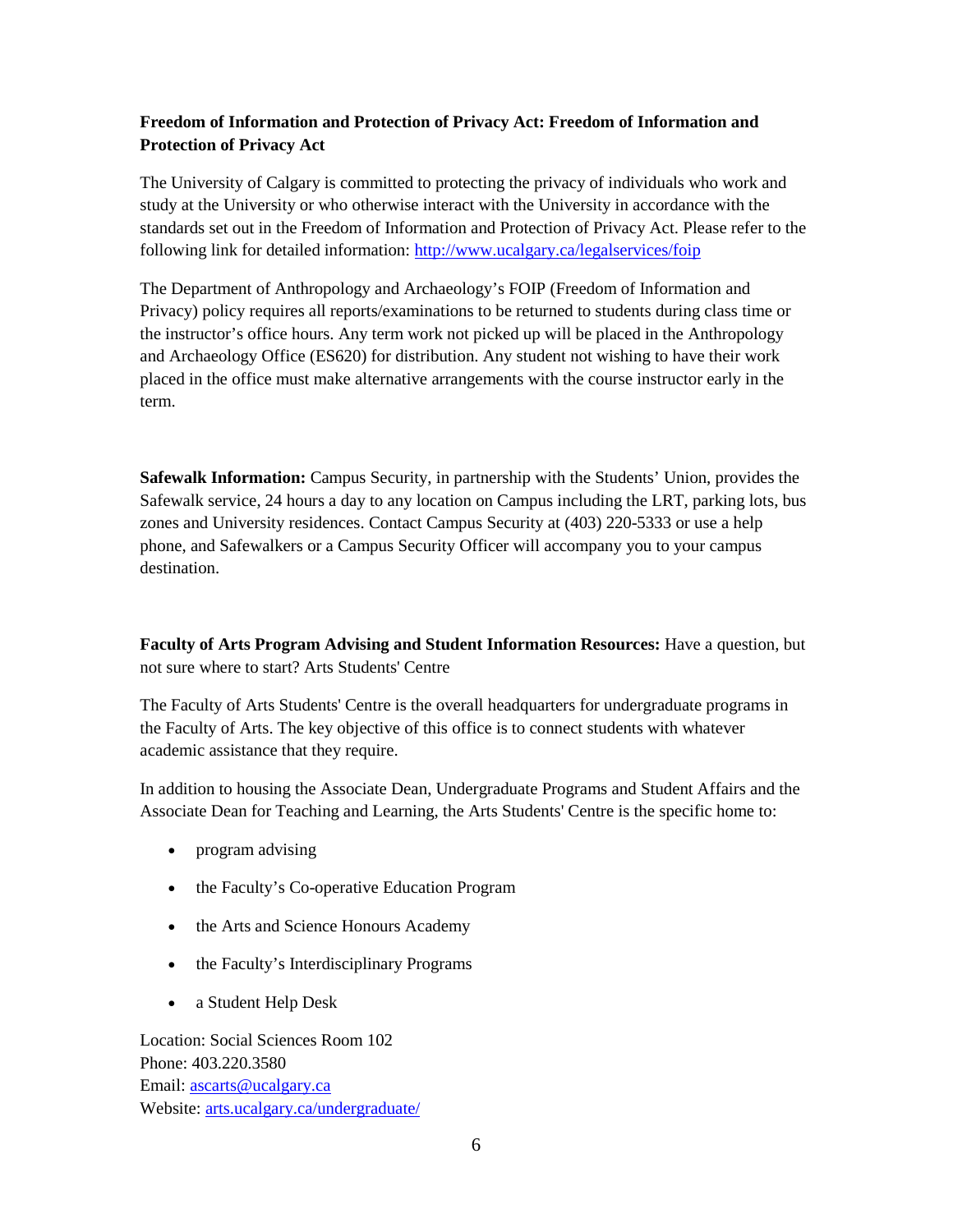**Freedom of Information and Protection of Privacy Act: Freedom of Information and Protection of Privacy Act**

The University of Calgary is committed to protecting the privacy of individuals who work and study at the University or who otherwise interact with the University in accordance with the standards set out in the Freedom of Information and Protection of Privacy Act. Please refer to the following link for detailed information: [http://www.ucalgary.ca/legalservices/foip](http://www.ucalgary.ca/legalservices/foip)

The Department of Anthropology and Archaeology's FOIP (Freedom of Information and Privacy) policy requires all reports/examinations to be returned to students during class time or the instructor's office hours. Any term work not picked up will be placed in the Anthropology and Archaeology Office (ES620) for distribution. Any student not wishing to have their work placed in the office must make alternative arrangements with the course instructor early in the term.

**Safewalk Information:** Campus Security, in partnership with the Students' Union, provides the Safewalk service, 24 hours a day to any location on Campus including the LRT, parking lots, bus zones and University residences. Contact Campus Security at (403) 220-5333 or use a help phone, and Safewalkers or a Campus Security Officer will accompany you to your campus destination.

**Faculty of Arts Program Advising and Student Information Resources:** Have a question, but not sure where to start? Arts Students' Centre

The Faculty of Arts Students' Centre is the overall headquarters for undergraduate programs in the Faculty of Arts. The key objective of this office is to connect students with whatever academic assistance that they require.

In addition to housing the Associate Dean, Undergraduate Programs and Student Affairs and the Associate Dean for Teaching and Learning, the Arts Students' Centre is the specific home to:

- program advising
- the Faculty's Co-operative Education Program
- the Arts and Science Honours Academy
- the Faculty's Interdisciplinary Programs
- a Student Help Desk

Location: Social Sciences Room 102
Phone: 403.220.3580
Email: [ascarts@ucalgary.ca](mailto:ascarts@ucalgary.ca)
Website: [arts.ucalgary.ca/undergraduate/](arts.ucalgary.ca/undergraduate/)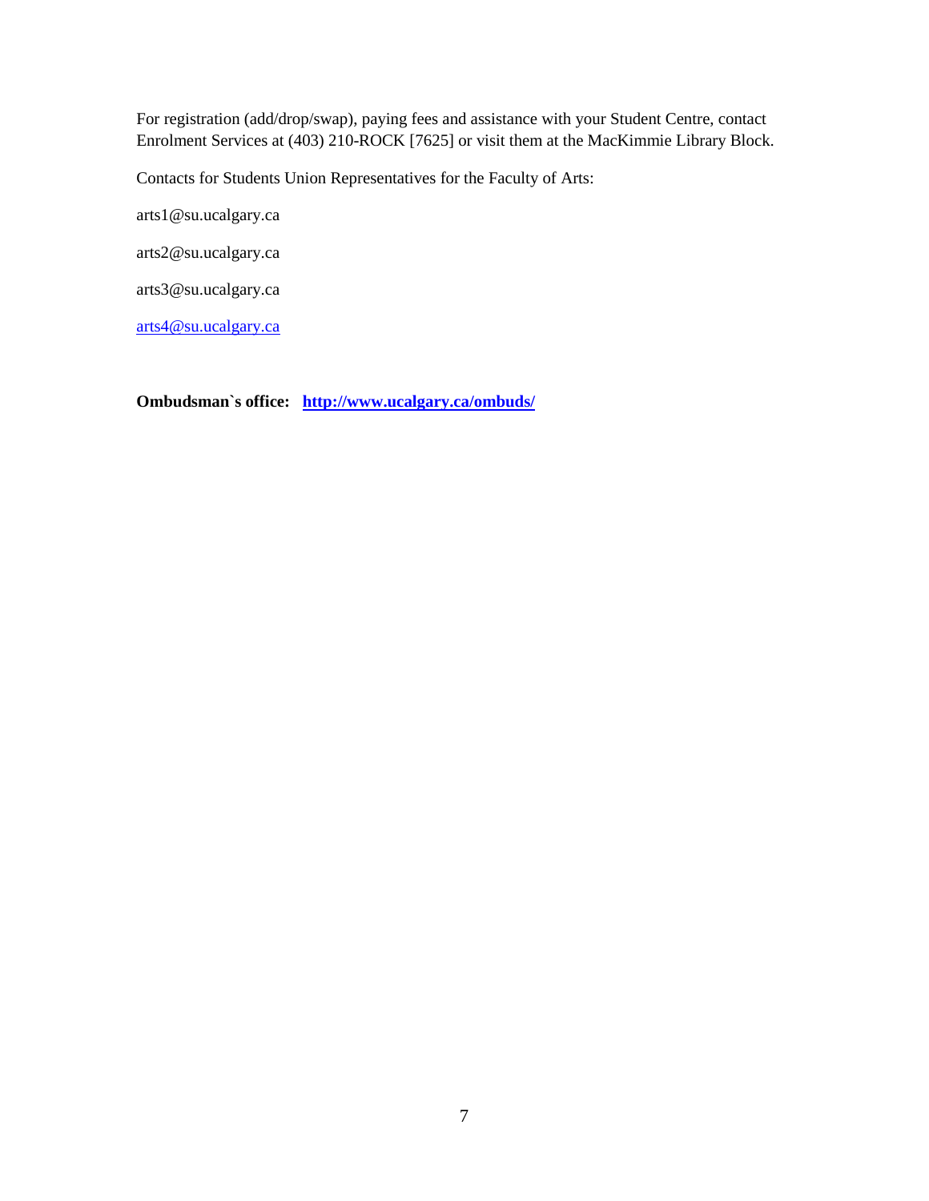For registration (add/drop/swap), paying fees and assistance with your Student Centre, contact Enrolment Services at (403) 210-ROCK [7625] or visit them at the MacKimmie Library Block.

Contacts for Students Union Representatives for the Faculty of Arts:

arts1@su.ucalgary.ca

arts2@su.ucalgary.ca

arts3@su.ucalgary.ca

arts4@su.ucalgary.ca

**Ombudsman`s office: http://www.ucalgary.ca/ombuds/**